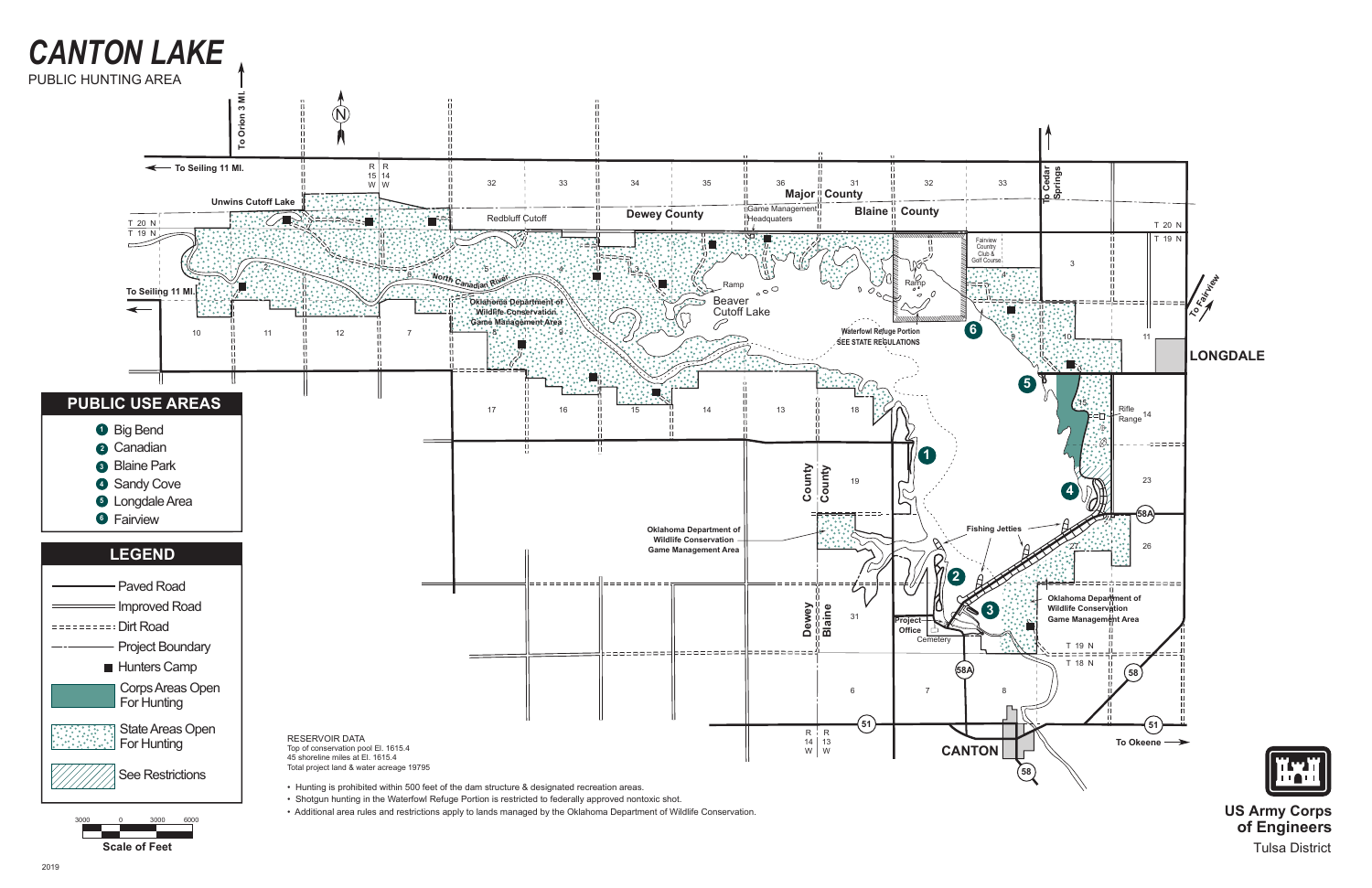# CANTON LAKE

PUBLIC HUNTING AREA

## PUBLIC USE AREAS

1. Big Bend
2. Canadian
3. Blaine Park
4. Sandy Cove
5. Longdale Area
6. Fairview

## LEGEND

- Paved Road
- Improved Road
- Dirt Road
- Project Boundary
- Hunters Camp
- Corps Areas Open For Hunting
- State Areas Open For Hunting
- See Restrictions

Scale of Feet: 3000 0 3000 6000

RESERVOIR DATA
Top of conservation pool El. 1615.4
45 shoreline miles at El. 1615.4
Total project land & water acreage 19795

- Hunting is prohibited within 500 feet of the dam structure & designated recreation areas.
- Shotgun hunting in the Waterfowl Refuge Portion is restricted to federally approved nontoxic shot.
- Additional area rules and restrictions apply to lands managed by the Oklahoma Department of Wildlife Conservation.

US Army Corps of Engineers
Tulsa District

2019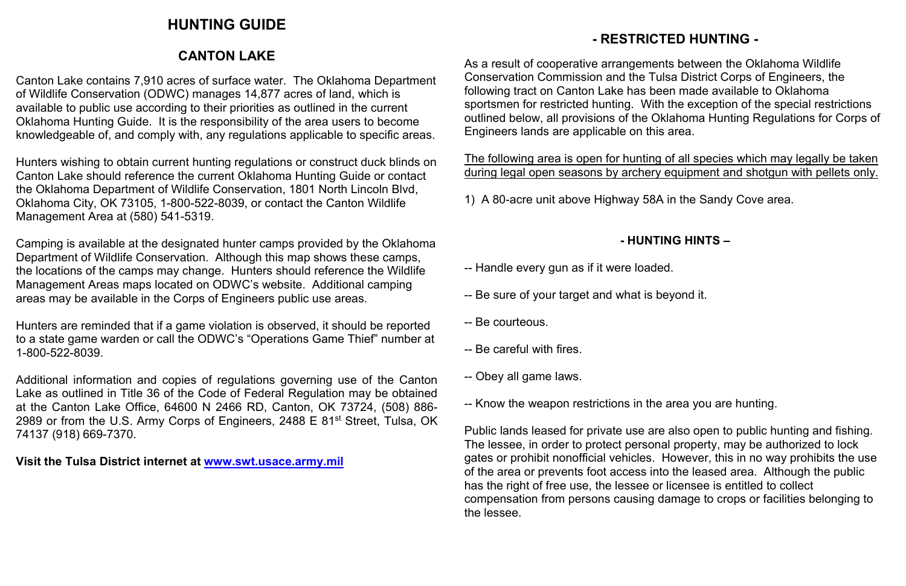# HUNTING GUIDE

## CANTON LAKE

Canton Lake contains 7,910 acres of surface water. The Oklahoma Department of Wildlife Conservation (ODWC) manages 14,877 acres of land, which is available to public use according to their priorities as outlined in the current Oklahoma Hunting Guide. It is the responsibility of the area users to become knowledgeable of, and comply with, any regulations applicable to specific areas.

Hunters wishing to obtain current hunting regulations or construct duck blinds on Canton Lake should reference the current Oklahoma Hunting Guide or contact the Oklahoma Department of Wildlife Conservation, 1801 North Lincoln Blvd, Oklahoma City, OK 73105, 1-800-522-8039, or contact the Canton Wildlife Management Area at (580) 541-5319.

Camping is available at the designated hunter camps provided by the Oklahoma Department of Wildlife Conservation. Although this map shows these camps, the locations of the camps may change. Hunters should reference the Wildlife Management Areas maps located on ODWC's website. Additional camping areas may be available in the Corps of Engineers public use areas.

Hunters are reminded that if a game violation is observed, it should be reported to a state game warden or call the ODWC's "Operations Game Thief" number at 1-800-522-8039.

Additional information and copies of regulations governing use of the Canton Lake as outlined in Title 36 of the Code of Federal Regulation may be obtained at the Canton Lake Office, 64600 N 2466 RD, Canton, OK 73724, (508) 886-2989 or from the U.S. Army Corps of Engineers, 2488 E 81st Street, Tulsa, OK 74137 (918) 669-7370.

**Visit the Tulsa District internet at [www.swt.usace.army.mil](http://www.swt.usace.army.mil)**

## - RESTRICTED HUNTING -

As a result of cooperative arrangements between the Oklahoma Wildlife Conservation Commission and the Tulsa District Corps of Engineers, the following tract on Canton Lake has been made available to Oklahoma sportsmen for restricted hunting. With the exception of the special restrictions outlined below, all provisions of the Oklahoma Hunting Regulations for Corps of Engineers lands are applicable on this area.

<u>The following area is open for hunting of all species which may legally be taken during legal open seasons by archery equipment and shotgun with pellets only.</u>

1) A 80-acre unit above Highway 58A in the Sandy Cove area.

### - HUNTING HINTS –

-- Handle every gun as if it were loaded.

-- Be sure of your target and what is beyond it.

-- Be courteous.

-- Be careful with fires.

-- Obey all game laws.

-- Know the weapon restrictions in the area you are hunting.

Public lands leased for private use are also open to public hunting and fishing. The lessee, in order to protect personal property, may be authorized to lock gates or prohibit nonofficial vehicles. However, this in no way prohibits the use of the area or prevents foot access into the leased area. Although the public has the right of free use, the lessee or licensee is entitled to collect compensation from persons causing damage to crops or facilities belonging to the lessee.